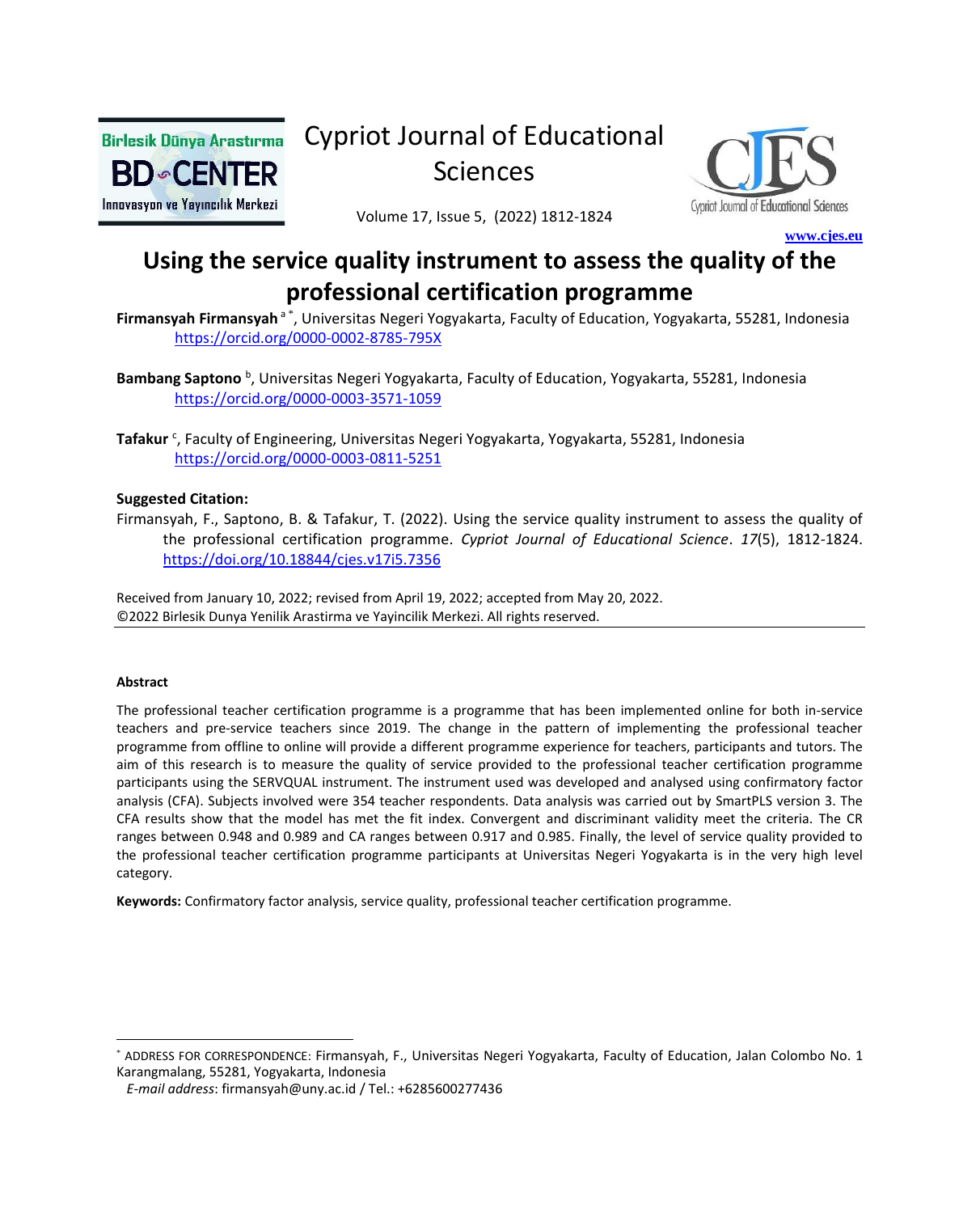# Using the service quality instrument to assess the quality of the professional certification programme

**Firmansyah Firmansyah** [a*], Universitas Negeri Yogyakarta, Faculty of Education, Yogyakarta, 55281, Indonesia https://orcid.org/0000-0002-8785-795X

**Bambang Saptono** [b], Universitas Negeri Yogyakarta, Faculty of Education, Yogyakarta, 55281, Indonesia https://orcid.org/0000-0003-3571-1059

**Tafakur** [c], Faculty of Engineering, Universitas Negeri Yogyakarta, Yogyakarta, 55281, Indonesia https://orcid.org/0000-0003-0811-5251

**Suggested Citation:**

Firmansyah, F., Saptono, B. & Tafakur, T. (2022). Using the service quality instrument to assess the quality of the professional certification programme. *Cypriot Journal of Educational Science*. *17*(5), 1812-1824. https://doi.org/10.18844/cjes.v17i5.7356

Received from January 10, 2022; revised from April 19, 2022; accepted from May 20, 2022.
©2022 Birlesik Dunya Yenilik Arastirma ve Yayincilik Merkezi. All rights reserved.

---

**Abstract**

The professional teacher certification programme is a programme that has been implemented online for both in-service teachers and pre-service teachers since 2019. The change in the pattern of implementing the professional teacher programme from offline to online will provide a different programme experience for teachers, participants and tutors. The aim of this research is to measure the quality of service provided to the professional teacher certification programme participants using the SERVQUAL instrument. The instrument used was developed and analysed using confirmatory factor analysis (CFA). Subjects involved were 354 teacher respondents. Data analysis was carried out by SmartPLS version 3. The CFA results show that the model has met the fit index. Convergent and discriminant validity meet the criteria. The CR ranges between 0.948 and 0.989 and CA ranges between 0.917 and 0.985. Finally, the level of service quality provided to the professional teacher certification programme participants at Universitas Negeri Yogyakarta is in the very high level category.

**Keywords:** Confirmatory factor analysis, service quality, professional teacher certification programme.

---

[*] ADDRESS FOR CORRESPONDENCE: Firmansyah, F., Universitas Negeri Yogyakarta, Faculty of Education, Jalan Colombo No. 1 Karangmalang, 55281, Yogyakarta, Indonesia
*E-mail address*: firmansyah@uny.ac.id / Tel.: +6285600277436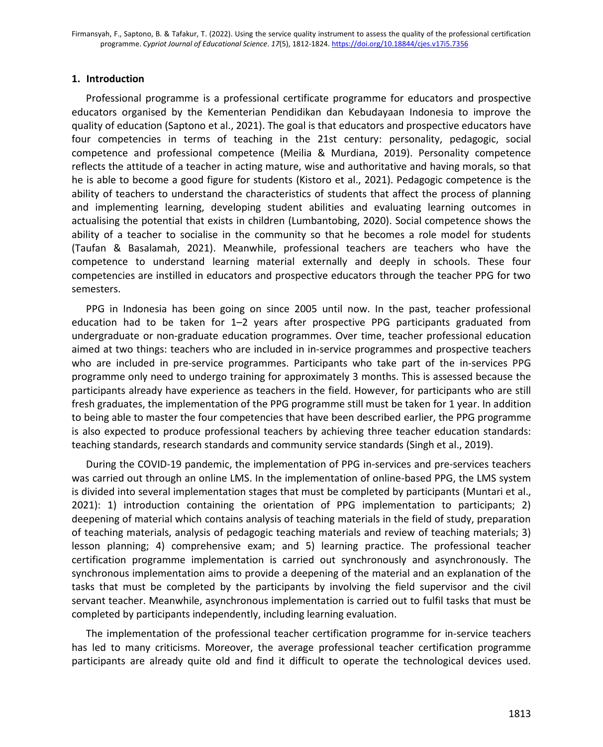## 1. Introduction

Professional programme is a professional certificate programme for educators and prospective educators organised by the Kementerian Pendidikan dan Kebudayaan Indonesia to improve the quality of education (Saptono et al., 2021). The goal is that educators and prospective educators have four competencies in terms of teaching in the 21st century: personality, pedagogic, social competence and professional competence (Meilia & Murdiana, 2019). Personality competence reflects the attitude of a teacher in acting mature, wise and authoritative and having morals, so that he is able to become a good figure for students (Kistoro et al., 2021). Pedagogic competence is the ability of teachers to understand the characteristics of students that affect the process of planning and implementing learning, developing student abilities and evaluating learning outcomes in actualising the potential that exists in children (Lumbantobing, 2020). Social competence shows the ability of a teacher to socialise in the community so that he becomes a role model for students (Taufan & Basalamah, 2021). Meanwhile, professional teachers are teachers who have the competence to understand learning material externally and deeply in schools. These four competencies are instilled in educators and prospective educators through the teacher PPG for two semesters.

PPG in Indonesia has been going on since 2005 until now. In the past, teacher professional education had to be taken for 1–2 years after prospective PPG participants graduated from undergraduate or non-graduate education programmes. Over time, teacher professional education aimed at two things: teachers who are included in in-service programmes and prospective teachers who are included in pre-service programmes. Participants who take part of the in-services PPG programme only need to undergo training for approximately 3 months. This is assessed because the participants already have experience as teachers in the field. However, for participants who are still fresh graduates, the implementation of the PPG programme still must be taken for 1 year. In addition to being able to master the four competencies that have been described earlier, the PPG programme is also expected to produce professional teachers by achieving three teacher education standards: teaching standards, research standards and community service standards (Singh et al., 2019).

During the COVID-19 pandemic, the implementation of PPG in-services and pre-services teachers was carried out through an online LMS. In the implementation of online-based PPG, the LMS system is divided into several implementation stages that must be completed by participants (Muntari et al., 2021): 1) introduction containing the orientation of PPG implementation to participants; 2) deepening of material which contains analysis of teaching materials in the field of study, preparation of teaching materials, analysis of pedagogic teaching materials and review of teaching materials; 3) lesson planning; 4) comprehensive exam; and 5) learning practice. The professional teacher certification programme implementation is carried out synchronously and asynchronously. The synchronous implementation aims to provide a deepening of the material and an explanation of the tasks that must be completed by the participants by involving the field supervisor and the civil servant teacher. Meanwhile, asynchronous implementation is carried out to fulfil tasks that must be completed by participants independently, including learning evaluation.

The implementation of the professional teacher certification programme for in-service teachers has led to many criticisms. Moreover, the average professional teacher certification programme participants are already quite old and find it difficult to operate the technological devices used.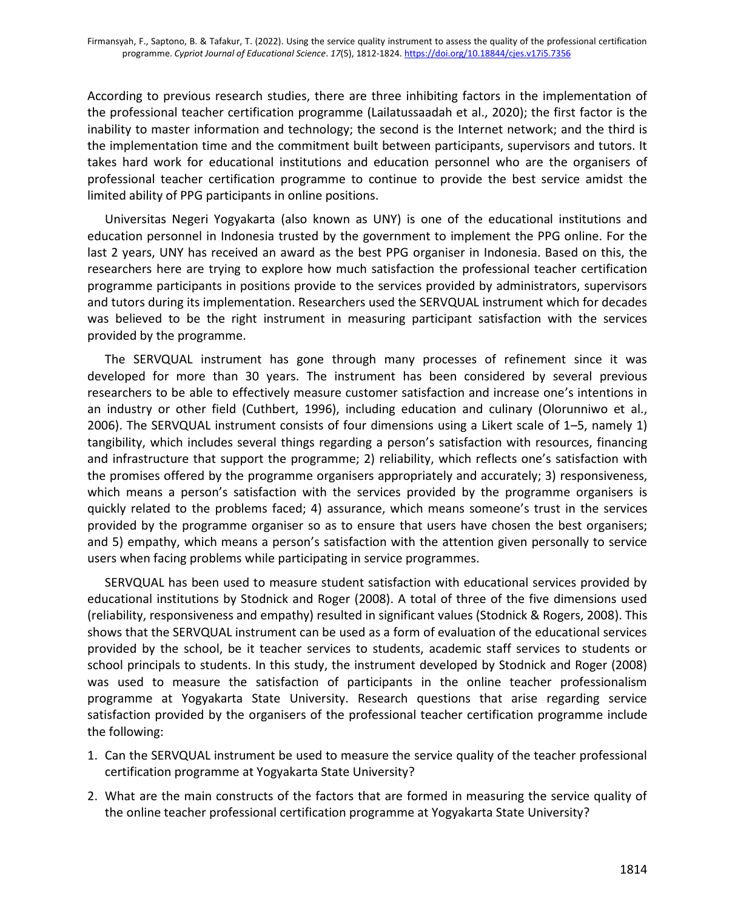According to previous research studies, there are three inhibiting factors in the implementation of the professional teacher certification programme (Lailatussaadah et al., 2020); the first factor is the inability to master information and technology; the second is the Internet network; and the third is the implementation time and the commitment built between participants, supervisors and tutors. It takes hard work for educational institutions and education personnel who are the organisers of professional teacher certification programme to continue to provide the best service amidst the limited ability of PPG participants in online positions.

Universitas Negeri Yogyakarta (also known as UNY) is one of the educational institutions and education personnel in Indonesia trusted by the government to implement the PPG online. For the last 2 years, UNY has received an award as the best PPG organiser in Indonesia. Based on this, the researchers here are trying to explore how much satisfaction the professional teacher certification programme participants in positions provide to the services provided by administrators, supervisors and tutors during its implementation. Researchers used the SERVQUAL instrument which for decades was believed to be the right instrument in measuring participant satisfaction with the services provided by the programme.

The SERVQUAL instrument has gone through many processes of refinement since it was developed for more than 30 years. The instrument has been considered by several previous researchers to be able to effectively measure customer satisfaction and increase one's intentions in an industry or other field (Cuthbert, 1996), including education and culinary (Olorunniwo et al., 2006). The SERVQUAL instrument consists of four dimensions using a Likert scale of 1–5, namely 1) tangibility, which includes several things regarding a person's satisfaction with resources, financing and infrastructure that support the programme; 2) reliability, which reflects one's satisfaction with the promises offered by the programme organisers appropriately and accurately; 3) responsiveness, which means a person's satisfaction with the services provided by the programme organisers is quickly related to the problems faced; 4) assurance, which means someone's trust in the services provided by the programme organiser so as to ensure that users have chosen the best organisers; and 5) empathy, which means a person's satisfaction with the attention given personally to service users when facing problems while participating in service programmes.

SERVQUAL has been used to measure student satisfaction with educational services provided by educational institutions by Stodnick and Roger (2008). A total of three of the five dimensions used (reliability, responsiveness and empathy) resulted in significant values (Stodnick & Rogers, 2008). This shows that the SERVQUAL instrument can be used as a form of evaluation of the educational services provided by the school, be it teacher services to students, academic staff services to students or school principals to students. In this study, the instrument developed by Stodnick and Roger (2008) was used to measure the satisfaction of participants in the online teacher professionalism programme at Yogyakarta State University. Research questions that arise regarding service satisfaction provided by the organisers of the professional teacher certification programme include the following:

1. Can the SERVQUAL instrument be used to measure the service quality of the teacher professional certification programme at Yogyakarta State University?
2. What are the main constructs of the factors that are formed in measuring the service quality of the online teacher professional certification programme at Yogyakarta State University?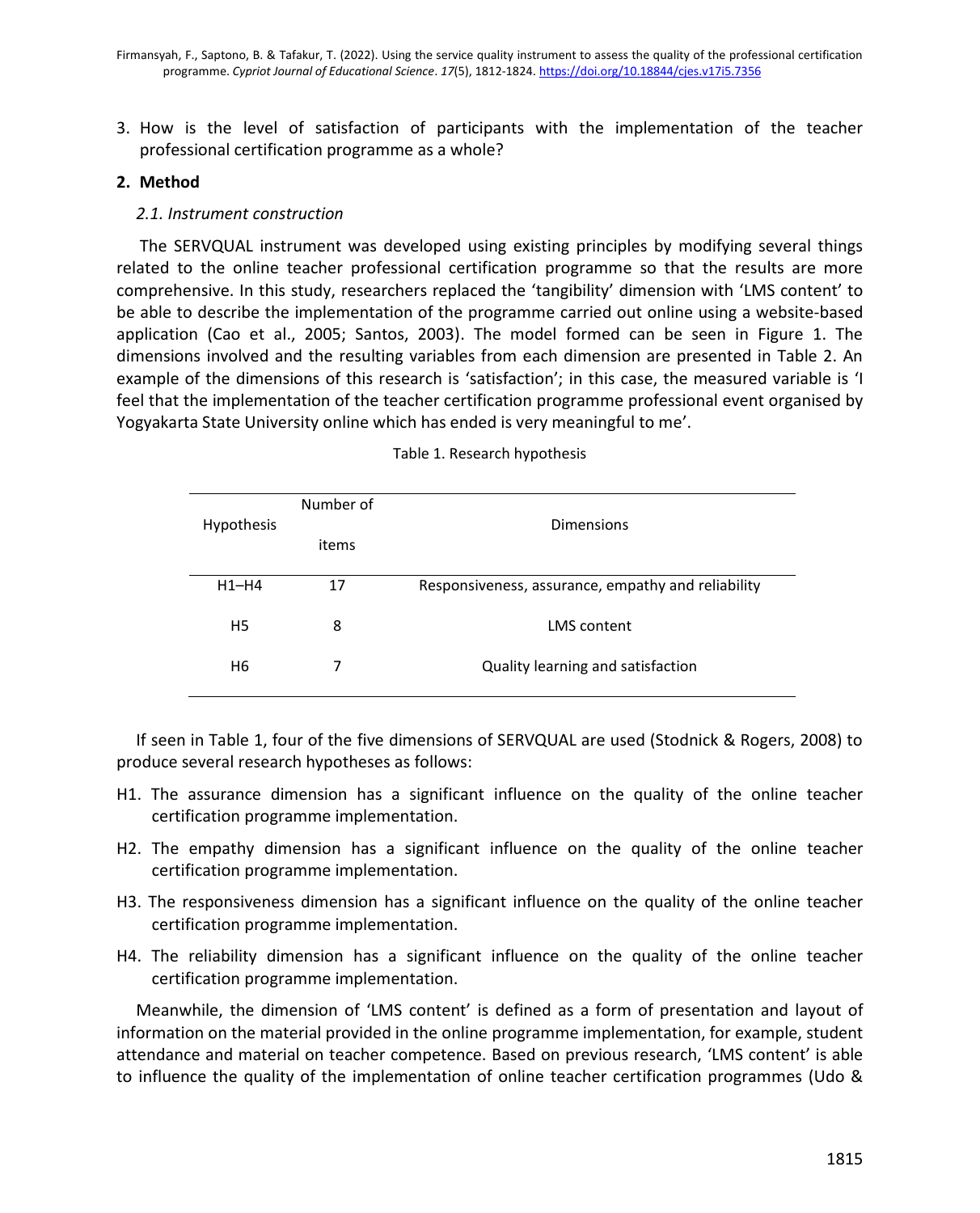3. How is the level of satisfaction of participants with the implementation of the teacher professional certification programme as a whole?

## 2. Method

### *2.1. Instrument construction*

The SERVQUAL instrument was developed using existing principles by modifying several things related to the online teacher professional certification programme so that the results are more comprehensive. In this study, researchers replaced the 'tangibility' dimension with 'LMS content' to be able to describe the implementation of the programme carried out online using a website-based application (Cao et al., 2005; Santos, 2003). The model formed can be seen in Figure 1. The dimensions involved and the resulting variables from each dimension are presented in Table 2. An example of the dimensions of this research is 'satisfaction'; in this case, the measured variable is 'I feel that the implementation of the teacher certification programme professional event organised by Yogyakarta State University online which has ended is very meaningful to me'.

Table 1. Research hypothesis

| Hypothesis | Number of items | Dimensions |
|---|---|---|
| H1–H4 | 17 | Responsiveness, assurance, empathy and reliability |
| H5 | 8 | LMS content |
| H6 | 7 | Quality learning and satisfaction |

If seen in Table 1, four of the five dimensions of SERVQUAL are used (Stodnick & Rogers, 2008) to produce several research hypotheses as follows:

- H1. The assurance dimension has a significant influence on the quality of the online teacher certification programme implementation.
- H2. The empathy dimension has a significant influence on the quality of the online teacher certification programme implementation.
- H3. The responsiveness dimension has a significant influence on the quality of the online teacher certification programme implementation.
- H4. The reliability dimension has a significant influence on the quality of the online teacher certification programme implementation.

Meanwhile, the dimension of 'LMS content' is defined as a form of presentation and layout of information on the material provided in the online programme implementation, for example, student attendance and material on teacher competence. Based on previous research, 'LMS content' is able to influence the quality of the implementation of online teacher certification programmes (Udo &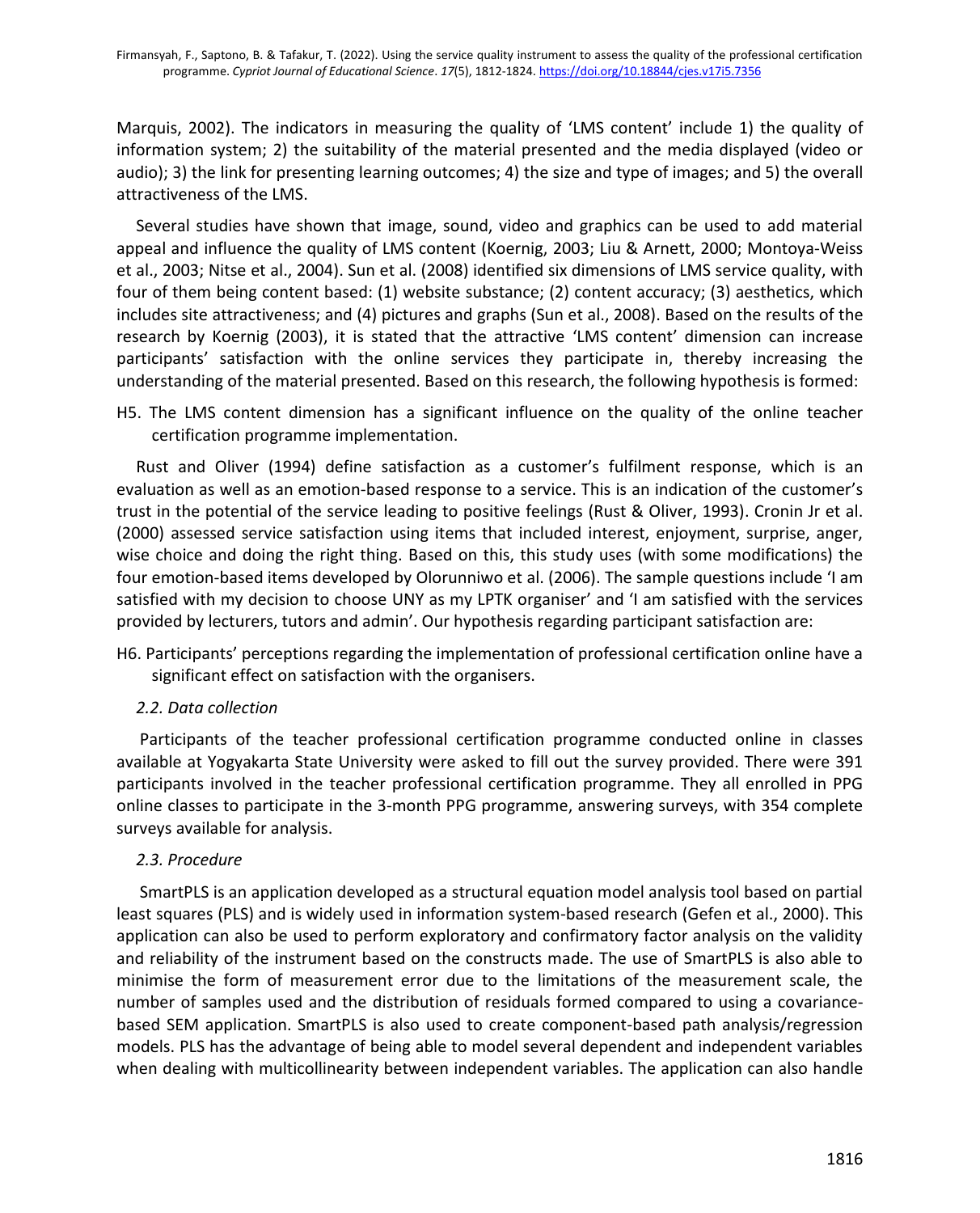Marquis, 2002). The indicators in measuring the quality of 'LMS content' include 1) the quality of information system; 2) the suitability of the material presented and the media displayed (video or audio); 3) the link for presenting learning outcomes; 4) the size and type of images; and 5) the overall attractiveness of the LMS.

Several studies have shown that image, sound, video and graphics can be used to add material appeal and influence the quality of LMS content (Koernig, 2003; Liu & Arnett, 2000; Montoya-Weiss et al., 2003; Nitse et al., 2004). Sun et al. (2008) identified six dimensions of LMS service quality, with four of them being content based: (1) website substance; (2) content accuracy; (3) aesthetics, which includes site attractiveness; and (4) pictures and graphs (Sun et al., 2008). Based on the results of the research by Koernig (2003), it is stated that the attractive 'LMS content' dimension can increase participants' satisfaction with the online services they participate in, thereby increasing the understanding of the material presented. Based on this research, the following hypothesis is formed:

H5. The LMS content dimension has a significant influence on the quality of the online teacher certification programme implementation.

Rust and Oliver (1994) define satisfaction as a customer's fulfilment response, which is an evaluation as well as an emotion-based response to a service. This is an indication of the customer's trust in the potential of the service leading to positive feelings (Rust & Oliver, 1993). Cronin Jr et al. (2000) assessed service satisfaction using items that included interest, enjoyment, surprise, anger, wise choice and doing the right thing. Based on this, this study uses (with some modifications) the four emotion-based items developed by Olorunniwo et al. (2006). The sample questions include 'I am satisfied with my decision to choose UNY as my LPTK organiser' and 'I am satisfied with the services provided by lecturers, tutors and admin'. Our hypothesis regarding participant satisfaction are:

H6. Participants' perceptions regarding the implementation of professional certification online have a significant effect on satisfaction with the organisers.

### 2.2. Data collection

Participants of the teacher professional certification programme conducted online in classes available at Yogyakarta State University were asked to fill out the survey provided. There were 391 participants involved in the teacher professional certification programme. They all enrolled in PPG online classes to participate in the 3-month PPG programme, answering surveys, with 354 complete surveys available for analysis.

### 2.3. Procedure

SmartPLS is an application developed as a structural equation model analysis tool based on partial least squares (PLS) and is widely used in information system-based research (Gefen et al., 2000). This application can also be used to perform exploratory and confirmatory factor analysis on the validity and reliability of the instrument based on the constructs made. The use of SmartPLS is also able to minimise the form of measurement error due to the limitations of the measurement scale, the number of samples used and the distribution of residuals formed compared to using a covariance-based SEM application. SmartPLS is also used to create component-based path analysis/regression models. PLS has the advantage of being able to model several dependent and independent variables when dealing with multicollinearity between independent variables. The application can also handle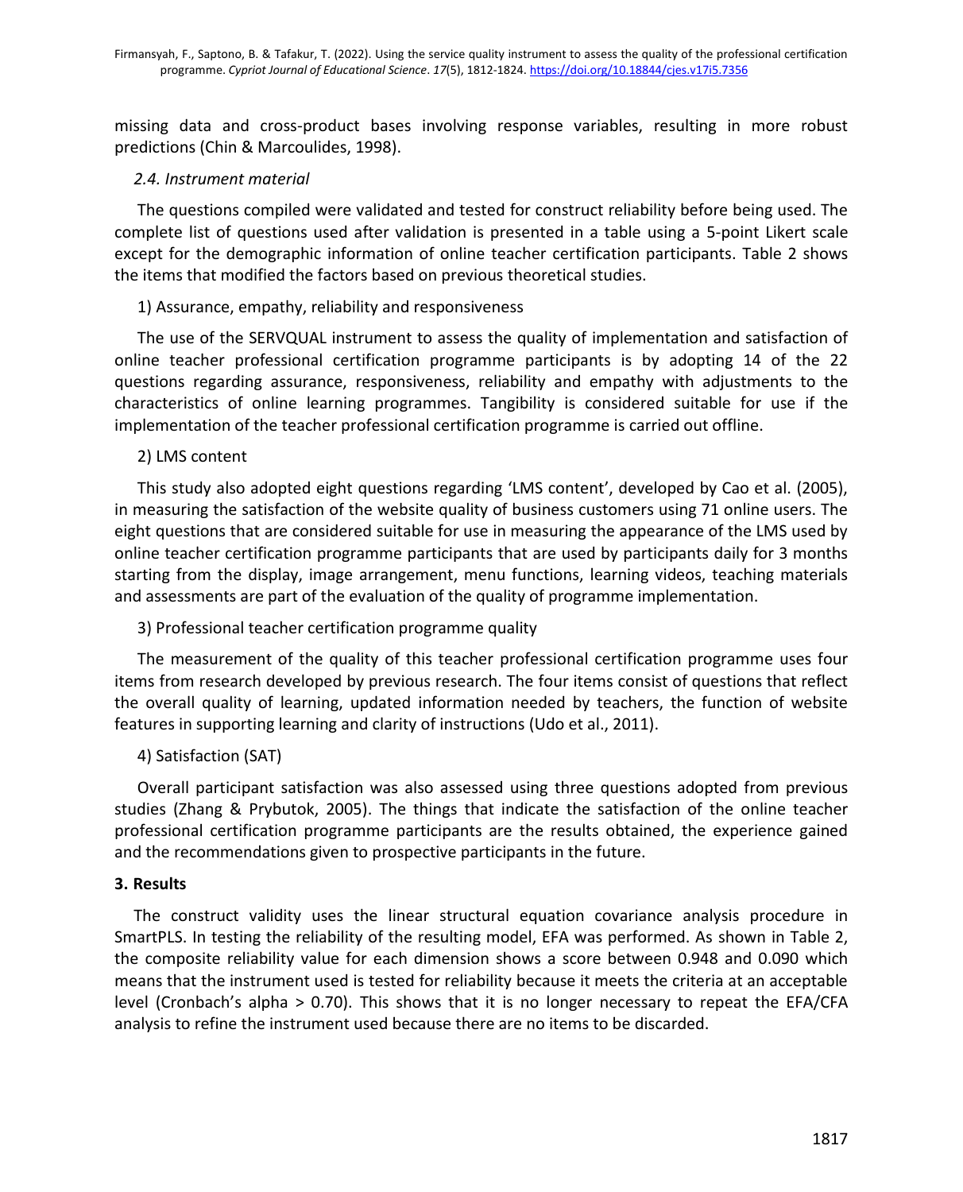missing data and cross-product bases involving response variables, resulting in more robust predictions (Chin & Marcoulides, 1998).

### *2.4. Instrument material*

The questions compiled were validated and tested for construct reliability before being used. The complete list of questions used after validation is presented in a table using a 5-point Likert scale except for the demographic information of online teacher certification participants. Table 2 shows the items that modified the factors based on previous theoretical studies.

1) Assurance, empathy, reliability and responsiveness

The use of the SERVQUAL instrument to assess the quality of implementation and satisfaction of online teacher professional certification programme participants is by adopting 14 of the 22 questions regarding assurance, responsiveness, reliability and empathy with adjustments to the characteristics of online learning programmes. Tangibility is considered suitable for use if the implementation of the teacher professional certification programme is carried out offline.

2) LMS content

This study also adopted eight questions regarding 'LMS content', developed by Cao et al. (2005), in measuring the satisfaction of the website quality of business customers using 71 online users. The eight questions that are considered suitable for use in measuring the appearance of the LMS used by online teacher certification programme participants that are used by participants daily for 3 months starting from the display, image arrangement, menu functions, learning videos, teaching materials and assessments are part of the evaluation of the quality of programme implementation.

3) Professional teacher certification programme quality

The measurement of the quality of this teacher professional certification programme uses four items from research developed by previous research. The four items consist of questions that reflect the overall quality of learning, updated information needed by teachers, the function of website features in supporting learning and clarity of instructions (Udo et al., 2011).

4) Satisfaction (SAT)

Overall participant satisfaction was also assessed using three questions adopted from previous studies (Zhang & Prybutok, 2005). The things that indicate the satisfaction of the online teacher professional certification programme participants are the results obtained, the experience gained and the recommendations given to prospective participants in the future.

## 3. Results

The construct validity uses the linear structural equation covariance analysis procedure in SmartPLS. In testing the reliability of the resulting model, EFA was performed. As shown in Table 2, the composite reliability value for each dimension shows a score between 0.948 and 0.090 which means that the instrument used is tested for reliability because it meets the criteria at an acceptable level (Cronbach's alpha > 0.70). This shows that it is no longer necessary to repeat the EFA/CFA analysis to refine the instrument used because there are no items to be discarded.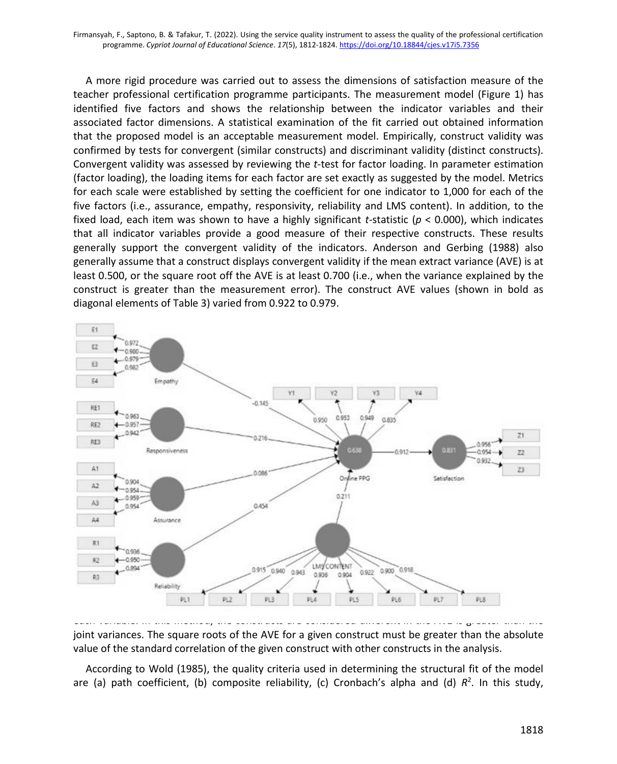A more rigid procedure was carried out to assess the dimensions of satisfaction measure of the teacher professional certification programme participants. The measurement model (Figure 1) has identified five factors and shows the relationship between the indicator variables and their associated factor dimensions. A statistical examination of the fit carried out obtained information that the proposed model is an acceptable measurement model. Empirically, construct validity was confirmed by tests for convergent (similar constructs) and discriminant validity (distinct constructs). Convergent validity was assessed by reviewing the *t*-test for factor loading. In parameter estimation (factor loading), the loading items for each factor are set exactly as suggested by the model. Metrics for each scale were established by setting the coefficient for one indicator to 1,000 for each of the five factors (i.e., assurance, empathy, responsivity, reliability and LMS content). In addition, to the fixed load, each item was shown to have a highly significant *t*-statistic ($p < 0.000$), which indicates that all indicator variables provide a good measure of their respective constructs. These results generally support the convergent validity of the indicators. Anderson and Gerbing (1988) also generally assume that a construct displays convergent validity if the mean extract variance (AVE) is at least 0.500, or the square root off the AVE is at least 0.700 (i.e., when the variance explained by the construct is greater than the measurement error). The construct AVE values (shown in bold as diagonal elements of Table 3) varied from 0.922 to 0.979.

joint variances. The square roots of the AVE for a given construct must be greater than the absolute value of the standard correlation of the given construct with other constructs in the analysis.

According to Wold (1985), the quality criteria used in determining the structural fit of the model are (a) path coefficient, (b) composite reliability, (c) Cronbach's alpha and (d) $R^2$. In this study,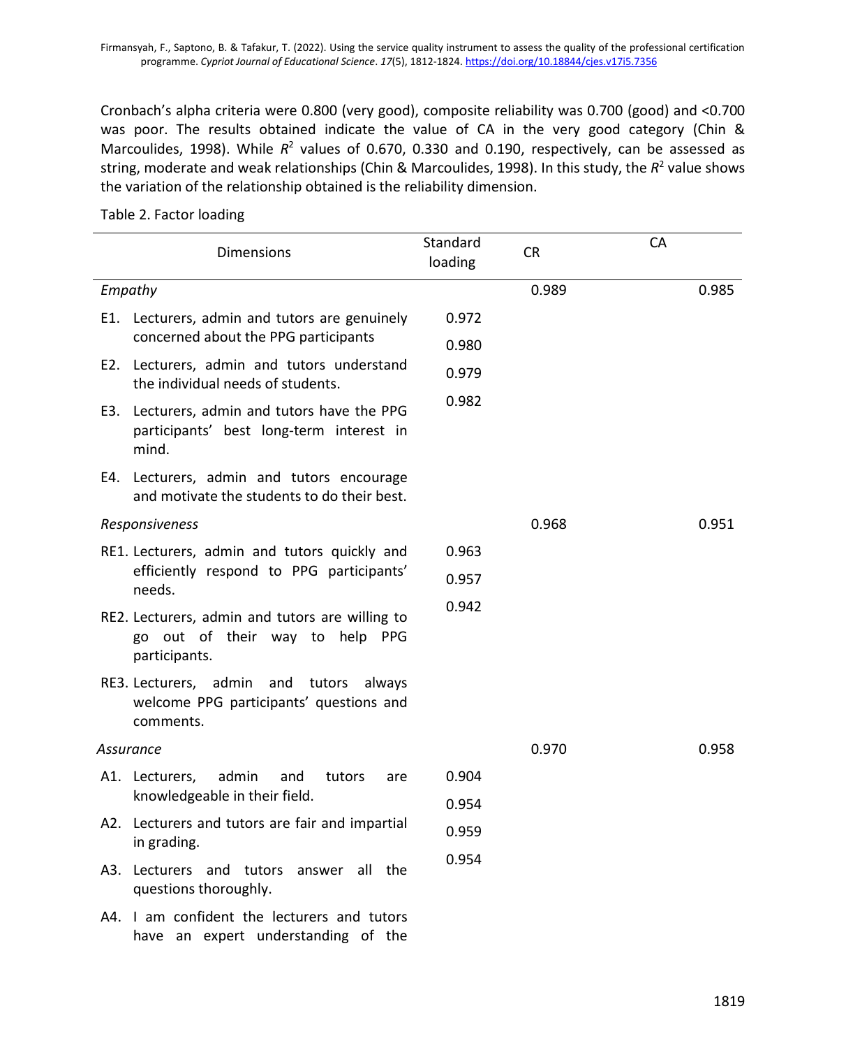Cronbach's alpha criteria were 0.800 (very good), composite reliability was 0.700 (good) and <0.700 was poor. The results obtained indicate the value of CA in the very good category (Chin & Marcoulides, 1998). While $R^2$ values of 0.670, 0.330 and 0.190, respectively, can be assessed as string, moderate and weak relationships (Chin & Marcoulides, 1998). In this study, the $R^2$ value shows the variation of the relationship obtained is the reliability dimension.

Table 2. Factor loading

| Dimensions | Standard loading | CR | CA |
|---|---|---|---|
| *Empathy* | | 0.989 | 0.985 |
| E1. Lecturers, admin and tutors are genuinely concerned about the PPG participants | 0.972 | | |
| E2. Lecturers, admin and tutors understand the individual needs of students. | 0.980 | | |
| E3. Lecturers, admin and tutors have the PPG participants' best long-term interest in mind. | 0.979 | | |
| E4. Lecturers, admin and tutors encourage and motivate the students to do their best. | 0.982 | | |
| *Responsiveness* | | 0.968 | 0.951 |
| RE1. Lecturers, admin and tutors quickly and efficiently respond to PPG participants' needs. | 0.963 | | |
| RE2. Lecturers, admin and tutors are willing to go out of their way to help PPG participants. | 0.957 | | |
| RE3. Lecturers, admin and tutors always welcome PPG participants' questions and comments. | 0.942 | | |
| *Assurance* | | 0.970 | 0.958 |
| A1. Lecturers, admin and tutors are knowledgeable in their field. | 0.904 | | |
| A2. Lecturers and tutors are fair and impartial in grading. | 0.954 | | |
| A3. Lecturers and tutors answer all the questions thoroughly. | 0.959 | | |
| A4. I am confident the lecturers and tutors have an expert understanding of the | 0.954 | | |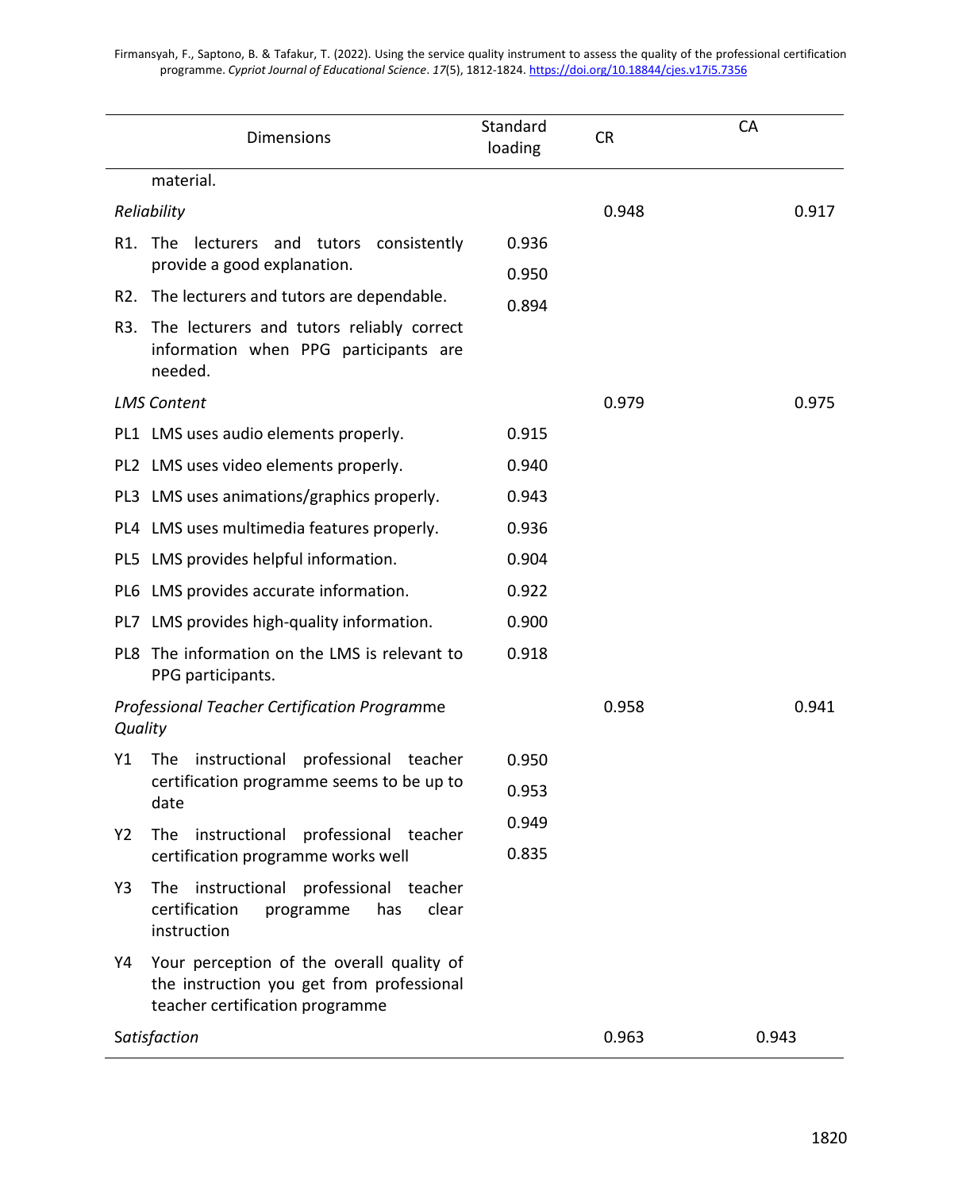| Dimensions | Standard loading | CR | CA |
|---|---|---|---|
| material. | | | |
| *Reliability* | | 0.948 | 0.917 |
| R1. The lecturers and tutors consistently provide a good explanation. | 0.936 | | |
| R2. The lecturers and tutors are dependable. | 0.950 | | |
| R3. The lecturers and tutors reliably correct information when PPG participants are needed. | 0.894 | | |
| *LMS Content* | | 0.979 | 0.975 |
| PL1 LMS uses audio elements properly. | 0.915 | | |
| PL2 LMS uses video elements properly. | 0.940 | | |
| PL3 LMS uses animations/graphics properly. | 0.943 | | |
| PL4 LMS uses multimedia features properly. | 0.936 | | |
| PL5 LMS provides helpful information. | 0.904 | | |
| PL6 LMS provides accurate information. | 0.922 | | |
| PL7 LMS provides high-quality information. | 0.900 | | |
| PL8 The information on the LMS is relevant to PPG participants. | 0.918 | | |
| *Professional Teacher Certification Programme Quality* | | 0.958 | 0.941 |
| Y1 The instructional professional teacher certification programme seems to be up to date | 0.950 | | |
| Y2 The instructional professional teacher certification programme works well | 0.953 | | |
| Y3 The instructional professional teacher certification programme has clear instruction | 0.949 | | |
| Y4 Your perception of the overall quality of the instruction you get from professional teacher certification programme | 0.835 | | |
| *Satisfaction* | | 0.963 | 0.943 |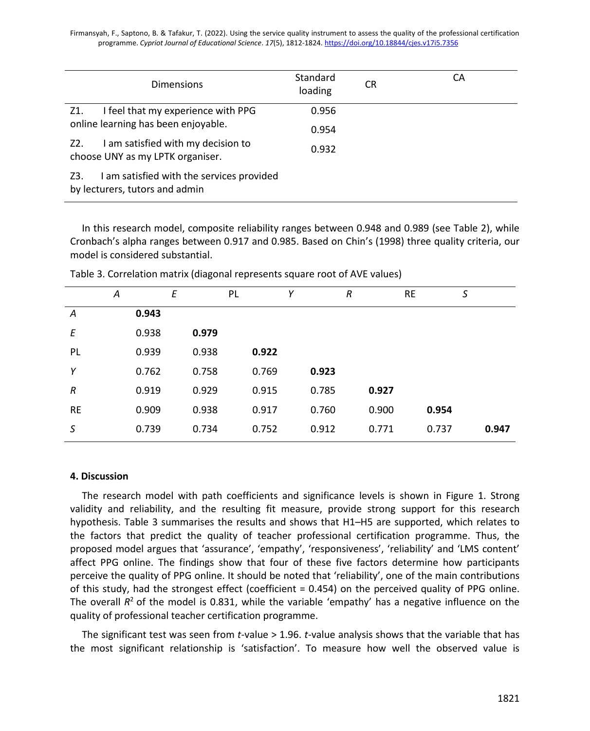| Dimensions | Standard loading | CR | CA |
|---|---|---|---|
| Z1. I feel that my experience with PPG online learning has been enjoyable. | 0.956 | | |
| | 0.954 | | |
| Z2. I am satisfied with my decision to choose UNY as my LPTK organiser. | 0.932 | | |
| Z3. I am satisfied with the services provided by lecturers, tutors and admin | | | |

In this research model, composite reliability ranges between 0.948 and 0.989 (see Table 2), while Cronbach's alpha ranges between 0.917 and 0.985. Based on Chin's (1998) three quality criteria, our model is considered substantial.

Table 3. Correlation matrix (diagonal represents square root of AVE values)

| | *A* | *E* | PL | *Y* | *R* | RE | *S* |
|---|---|---|---|---|---|---|---|
| *A* | **0.943** | | | | | | |
| *E* | 0.938 | **0.979** | | | | | |
| PL | 0.939 | 0.938 | **0.922** | | | | |
| *Y* | 0.762 | 0.758 | 0.769 | **0.923** | | | |
| *R* | 0.919 | 0.929 | 0.915 | 0.785 | **0.927** | | |
| RE | 0.909 | 0.938 | 0.917 | 0.760 | 0.900 | **0.954** | |
| *S* | 0.739 | 0.734 | 0.752 | 0.912 | 0.771 | 0.737 | **0.947** |

#### 4. Discussion

The research model with path coefficients and significance levels is shown in Figure 1. Strong validity and reliability, and the resulting fit measure, provide strong support for this research hypothesis. Table 3 summarises the results and shows that H1–H5 are supported, which relates to the factors that predict the quality of teacher professional certification programme. Thus, the proposed model argues that 'assurance', 'empathy', 'responsiveness', 'reliability' and 'LMS content' affect PPG online. The findings show that four of these five factors determine how participants perceive the quality of PPG online. It should be noted that 'reliability', one of the main contributions of this study, had the strongest effect (coefficient = 0.454) on the perceived quality of PPG online. The overall $R^2$ of the model is 0.831, while the variable 'empathy' has a negative influence on the quality of professional teacher certification programme.

The significant test was seen from *t*-value > 1.96. *t*-value analysis shows that the variable that has the most significant relationship is 'satisfaction'. To measure how well the observed value is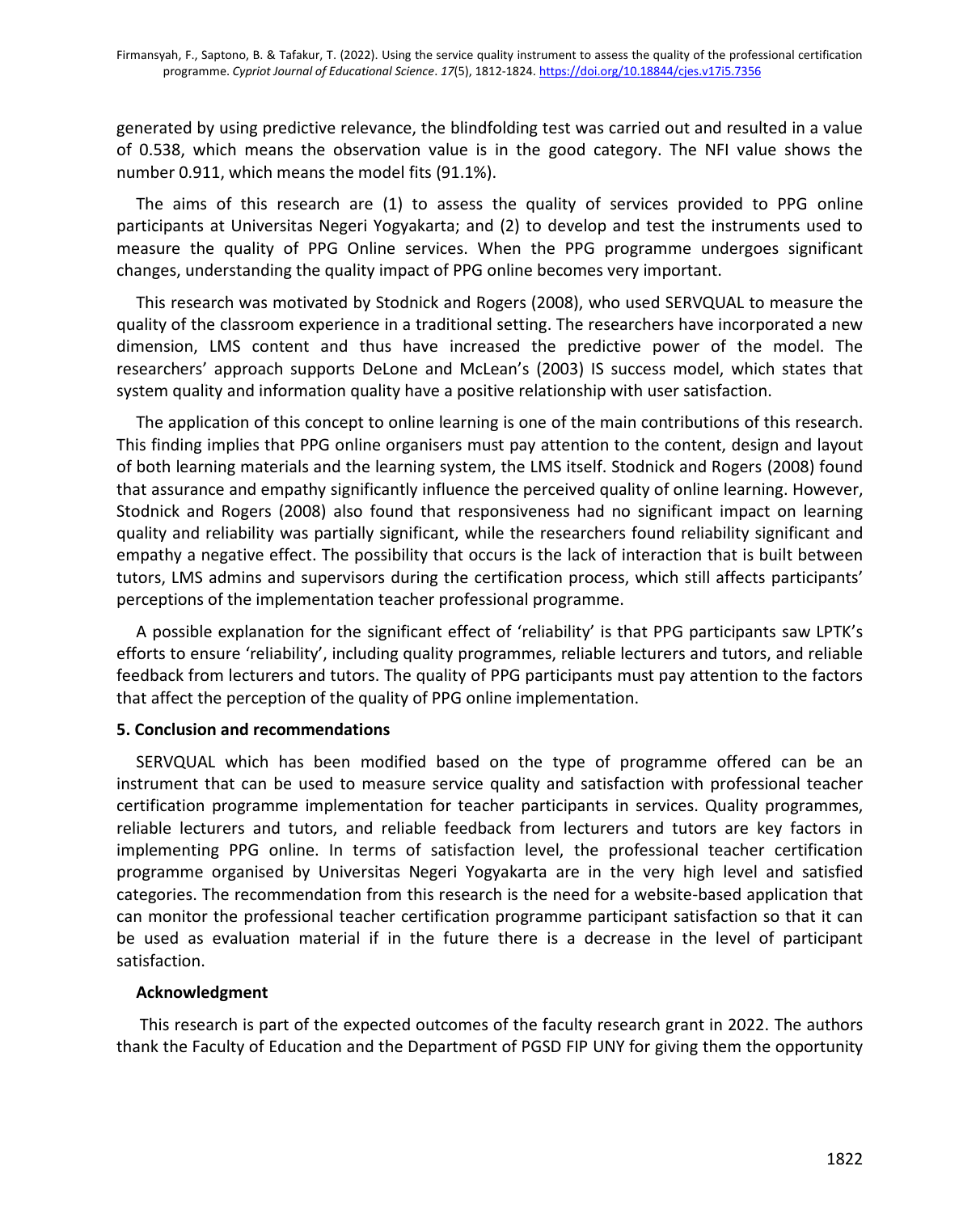generated by using predictive relevance, the blindfolding test was carried out and resulted in a value of 0.538, which means the observation value is in the good category. The NFI value shows the number 0.911, which means the model fits (91.1%).

The aims of this research are (1) to assess the quality of services provided to PPG online participants at Universitas Negeri Yogyakarta; and (2) to develop and test the instruments used to measure the quality of PPG Online services. When the PPG programme undergoes significant changes, understanding the quality impact of PPG online becomes very important.

This research was motivated by Stodnick and Rogers (2008), who used SERVQUAL to measure the quality of the classroom experience in a traditional setting. The researchers have incorporated a new dimension, LMS content and thus have increased the predictive power of the model. The researchers' approach supports DeLone and McLean's (2003) IS success model, which states that system quality and information quality have a positive relationship with user satisfaction.

The application of this concept to online learning is one of the main contributions of this research. This finding implies that PPG online organisers must pay attention to the content, design and layout of both learning materials and the learning system, the LMS itself. Stodnick and Rogers (2008) found that assurance and empathy significantly influence the perceived quality of online learning. However, Stodnick and Rogers (2008) also found that responsiveness had no significant impact on learning quality and reliability was partially significant, while the researchers found reliability significant and empathy a negative effect. The possibility that occurs is the lack of interaction that is built between tutors, LMS admins and supervisors during the certification process, which still affects participants' perceptions of the implementation teacher professional programme.

A possible explanation for the significant effect of 'reliability' is that PPG participants saw LPTK's efforts to ensure 'reliability', including quality programmes, reliable lecturers and tutors, and reliable feedback from lecturers and tutors. The quality of PPG participants must pay attention to the factors that affect the perception of the quality of PPG online implementation.

## 5. Conclusion and recommendations

SERVQUAL which has been modified based on the type of programme offered can be an instrument that can be used to measure service quality and satisfaction with professional teacher certification programme implementation for teacher participants in services. Quality programmes, reliable lecturers and tutors, and reliable feedback from lecturers and tutors are key factors in implementing PPG online. In terms of satisfaction level, the professional teacher certification programme organised by Universitas Negeri Yogyakarta are in the very high level and satisfied categories. The recommendation from this research is the need for a website-based application that can monitor the professional teacher certification programme participant satisfaction so that it can be used as evaluation material if in the future there is a decrease in the level of participant satisfaction.

### Acknowledgment

This research is part of the expected outcomes of the faculty research grant in 2022. The authors thank the Faculty of Education and the Department of PGSD FIP UNY for giving them the opportunity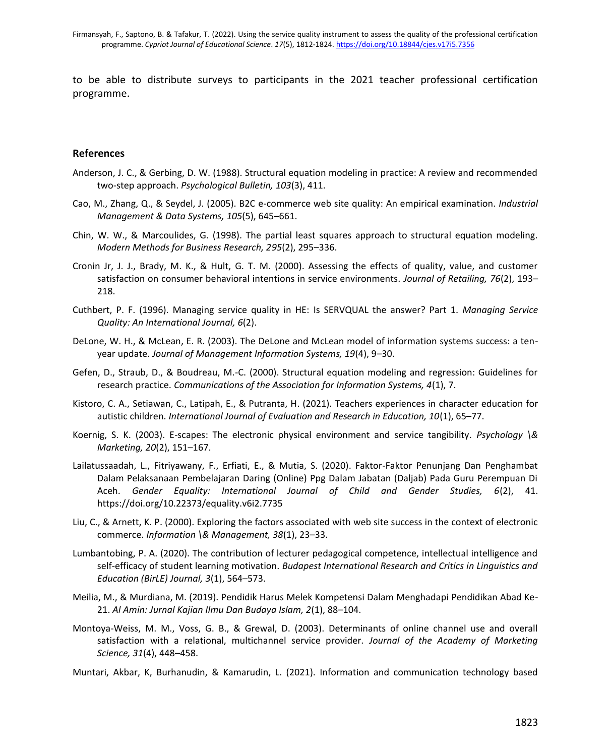to be able to distribute surveys to participants in the 2021 teacher professional certification programme.

## References

Anderson, J. C., & Gerbing, D. W. (1988). Structural equation modeling in practice: A review and recommended two-step approach. *Psychological Bulletin, 103*(3), 411.

Cao, M., Zhang, Q., & Seydel, J. (2005). B2C e-commerce web site quality: An empirical examination. *Industrial Management & Data Systems, 105*(5), 645–661.

Chin, W. W., & Marcoulides, G. (1998). The partial least squares approach to structural equation modeling. *Modern Methods for Business Research, 295*(2), 295–336.

Cronin Jr, J. J., Brady, M. K., & Hult, G. T. M. (2000). Assessing the effects of quality, value, and customer satisfaction on consumer behavioral intentions in service environments. *Journal of Retailing, 76*(2), 193–218.

Cuthbert, P. F. (1996). Managing service quality in HE: Is SERVQUAL the answer? Part 1. *Managing Service Quality: An International Journal, 6*(2).

DeLone, W. H., & McLean, E. R. (2003). The DeLone and McLean model of information systems success: a ten-year update. *Journal of Management Information Systems, 19*(4), 9–30.

Gefen, D., Straub, D., & Boudreau, M.-C. (2000). Structural equation modeling and regression: Guidelines for research practice. *Communications of the Association for Information Systems, 4*(1), 7.

Kistoro, C. A., Setiawan, C., Latipah, E., & Putranta, H. (2021). Teachers experiences in character education for autistic children. *International Journal of Evaluation and Research in Education, 10*(1), 65–77.

Koernig, S. K. (2003). E-scapes: The electronic physical environment and service tangibility. *Psychology \& Marketing, 20*(2), 151–167.

Lailatussaadah, L., Fitriyawany, F., Erfiati, E., & Mutia, S. (2020). Faktor-Faktor Penunjang Dan Penghambat Dalam Pelaksanaan Pembelajaran Daring (Online) Ppg Dalam Jabatan (Daljab) Pada Guru Perempuan Di Aceh. *Gender Equality: International Journal of Child and Gender Studies, 6*(2), 41. https://doi.org/10.22373/equality.v6i2.7735

Liu, C., & Arnett, K. P. (2000). Exploring the factors associated with web site success in the context of electronic commerce. *Information \& Management, 38*(1), 23–33.

Lumbantobing, P. A. (2020). The contribution of lecturer pedagogical competence, intellectual intelligence and self-efficacy of student learning motivation. *Budapest International Research and Critics in Linguistics and Education (BirLE) Journal, 3*(1), 564–573.

Meilia, M., & Murdiana, M. (2019). Pendidik Harus Melek Kompetensi Dalam Menghadapi Pendidikan Abad Ke-21. *Al Amin: Jurnal Kajian Ilmu Dan Budaya Islam, 2*(1), 88–104.

Montoya-Weiss, M. M., Voss, G. B., & Grewal, D. (2003). Determinants of online channel use and overall satisfaction with a relational, multichannel service provider. *Journal of the Academy of Marketing Science, 31*(4), 448–458.

Muntari, Akbar, K, Burhanudin, & Kamarudin, L. (2021). Information and communication technology based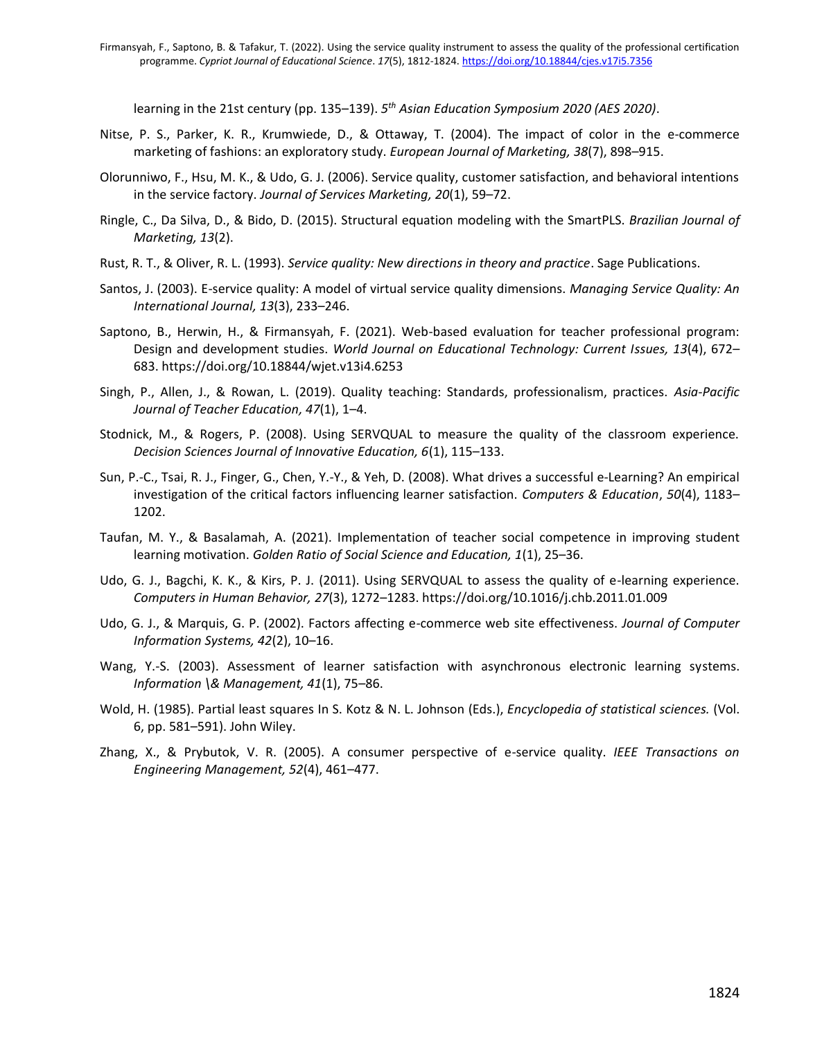learning in the 21st century (pp. 135–139). *5th Asian Education Symposium 2020 (AES 2020)*.

Nitse, P. S., Parker, K. R., Krumwiede, D., & Ottaway, T. (2004). The impact of color in the e-commerce marketing of fashions: an exploratory study. *European Journal of Marketing, 38*(7), 898–915.

Olorunniwo, F., Hsu, M. K., & Udo, G. J. (2006). Service quality, customer satisfaction, and behavioral intentions in the service factory. *Journal of Services Marketing, 20*(1), 59–72.

Ringle, C., Da Silva, D., & Bido, D. (2015). Structural equation modeling with the SmartPLS. *Brazilian Journal of Marketing, 13*(2).

Rust, R. T., & Oliver, R. L. (1993). *Service quality: New directions in theory and practice*. Sage Publications.

Santos, J. (2003). E-service quality: A model of virtual service quality dimensions. *Managing Service Quality: An International Journal, 13*(3), 233–246.

Saptono, B., Herwin, H., & Firmansyah, F. (2021). Web-based evaluation for teacher professional program: Design and development studies. *World Journal on Educational Technology: Current Issues, 13*(4), 672–683. https://doi.org/10.18844/wjet.v13i4.6253

Singh, P., Allen, J., & Rowan, L. (2019). Quality teaching: Standards, professionalism, practices. *Asia-Pacific Journal of Teacher Education, 47*(1), 1–4.

Stodnick, M., & Rogers, P. (2008). Using SERVQUAL to measure the quality of the classroom experience. *Decision Sciences Journal of Innovative Education, 6*(1), 115–133.

Sun, P.-C., Tsai, R. J., Finger, G., Chen, Y.-Y., & Yeh, D. (2008). What drives a successful e-Learning? An empirical investigation of the critical factors influencing learner satisfaction. *Computers & Education*, *50*(4), 1183–1202.

Taufan, M. Y., & Basalamah, A. (2021). Implementation of teacher social competence in improving student learning motivation. *Golden Ratio of Social Science and Education, 1*(1), 25–36.

Udo, G. J., Bagchi, K. K., & Kirs, P. J. (2011). Using SERVQUAL to assess the quality of e-learning experience. *Computers in Human Behavior, 27*(3), 1272–1283. https://doi.org/10.1016/j.chb.2011.01.009

Udo, G. J., & Marquis, G. P. (2002). Factors affecting e-commerce web site effectiveness. *Journal of Computer Information Systems, 42*(2), 10–16.

Wang, Y.-S. (2003). Assessment of learner satisfaction with asynchronous electronic learning systems. *Information \& Management, 41*(1), 75–86.

Wold, H. (1985). Partial least squares In S. Kotz & N. L. Johnson (Eds.), *Encyclopedia of statistical sciences.* (Vol. 6, pp. 581–591). John Wiley.

Zhang, X., & Prybutok, V. R. (2005). A consumer perspective of e-service quality. *IEEE Transactions on Engineering Management, 52*(4), 461–477.